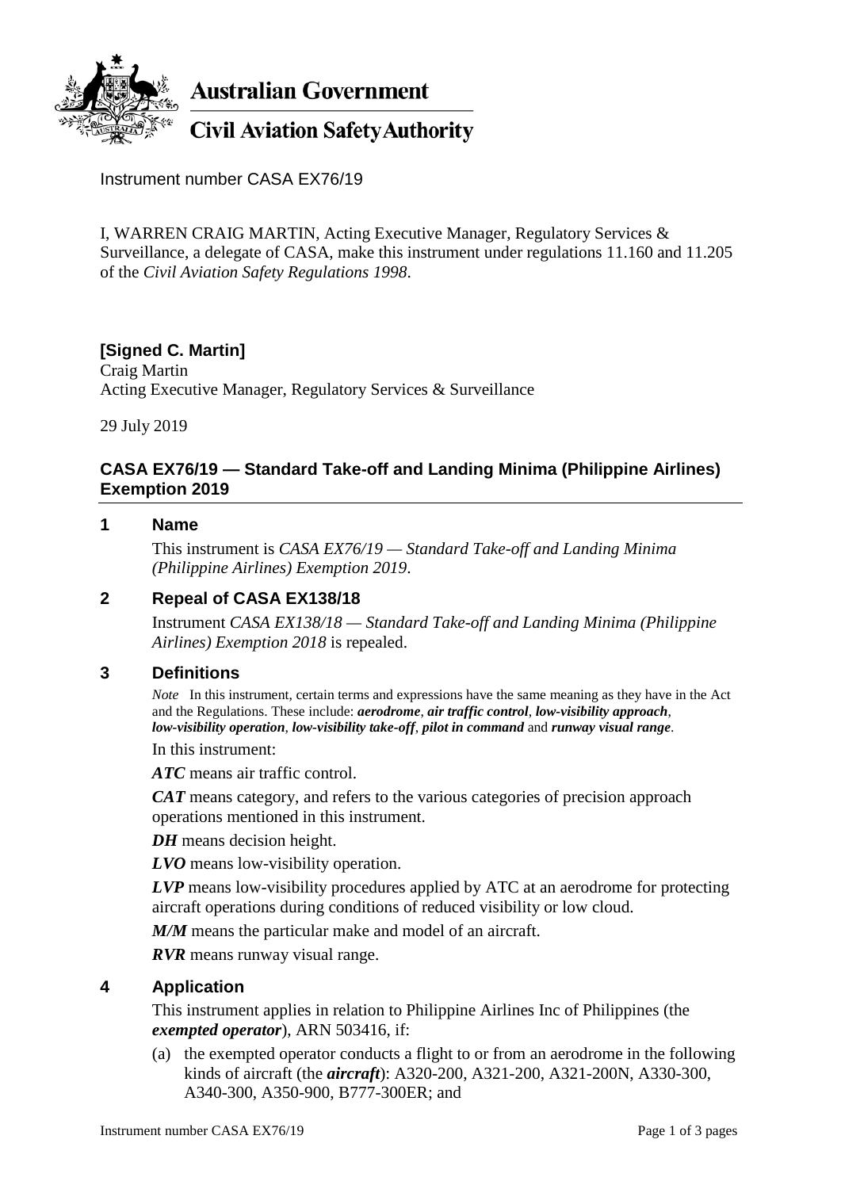**Australian Government**

**Civil Aviation Safety Authority**

Instrument number CASA EX76/19

I, WARREN CRAIG MARTIN, Acting Executive Manager, Regulatory Services & Surveillance, a delegate of CASA, make this instrument under regulations 11.160 and 11.205 of the *Civil Aviation Safety Regulations 1998*.

**[Signed C. Martin]**
Craig Martin
Acting Executive Manager, Regulatory Services & Surveillance

29 July 2019

## CASA EX76/19 — Standard Take-off and Landing Minima (Philippine Airlines) Exemption 2019

### 1 Name

This instrument is *CASA EX76/19 — Standard Take-off and Landing Minima (Philippine Airlines) Exemption 2019*.

### 2 Repeal of CASA EX138/18

Instrument *CASA EX138/18 — Standard Take-off and Landing Minima (Philippine Airlines) Exemption 2018* is repealed.

### 3 Definitions

*Note* In this instrument, certain terms and expressions have the same meaning as they have in the Act and the Regulations. These include: ***aerodrome***, ***air traffic control***, ***low-visibility approach***, ***low-visibility operation***, ***low-visibility take-off***, ***pilot in command*** and ***runway visual range***.

In this instrument:

***ATC*** means air traffic control.

***CAT*** means category, and refers to the various categories of precision approach operations mentioned in this instrument.

***DH*** means decision height.

***LVO*** means low-visibility operation.

***LVP*** means low-visibility procedures applied by ATC at an aerodrome for protecting aircraft operations during conditions of reduced visibility or low cloud.

***M/M*** means the particular make and model of an aircraft.

***RVR*** means runway visual range.

### 4 Application

This instrument applies in relation to Philippine Airlines Inc of Philippines (the ***exempted operator***), ARN 503416, if:

(a) the exempted operator conducts a flight to or from an aerodrome in the following kinds of aircraft (the ***aircraft***): A320-200, A321-200, A321-200N, A330-300, A340-300, A350-900, B777-300ER; and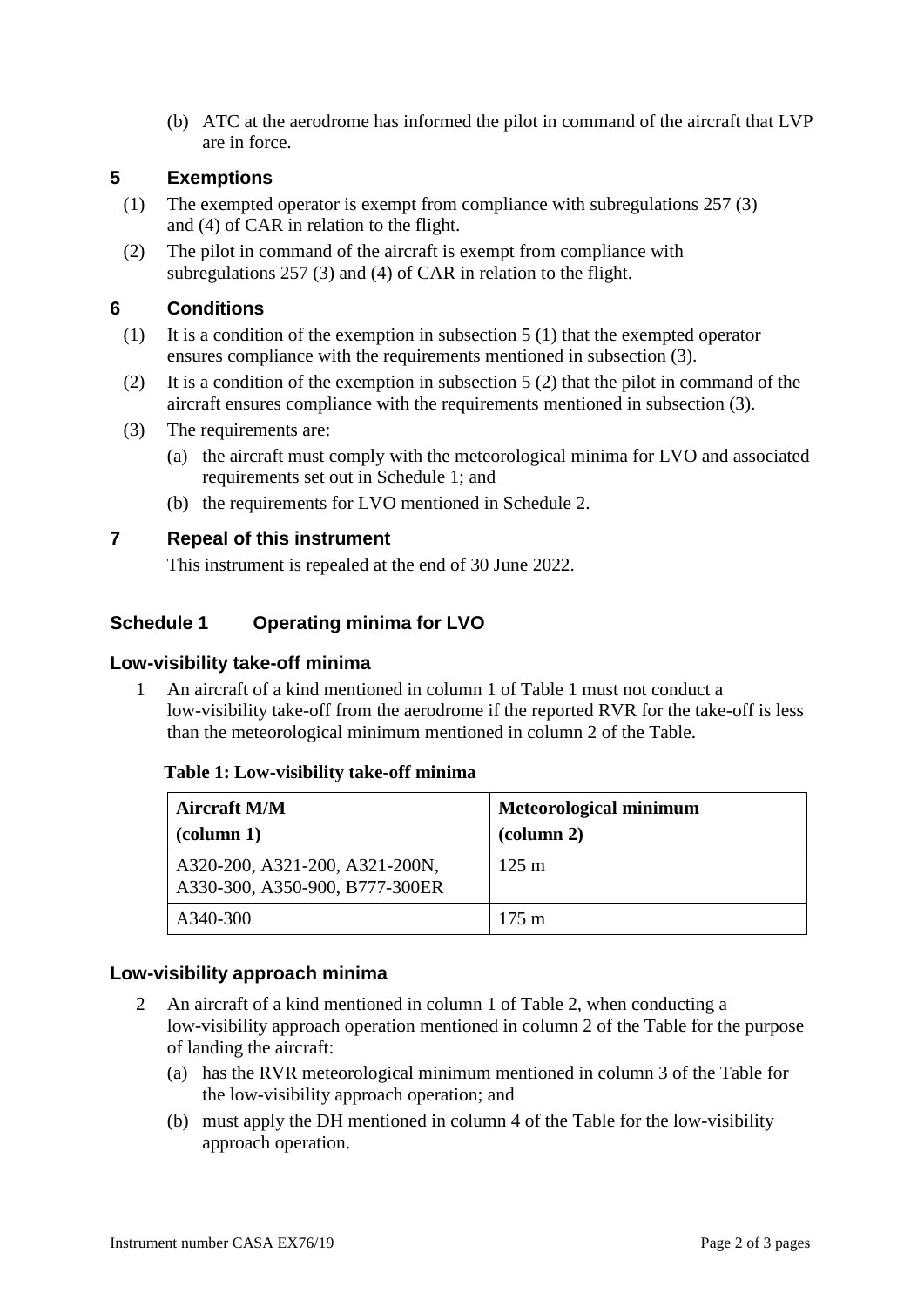(b) ATC at the aerodrome has informed the pilot in command of the aircraft that LVP are in force.

## 5 Exemptions

(1) The exempted operator is exempt from compliance with subregulations 257 (3) and (4) of CAR in relation to the flight.

(2) The pilot in command of the aircraft is exempt from compliance with subregulations 257 (3) and (4) of CAR in relation to the flight.

## 6 Conditions

(1) It is a condition of the exemption in subsection 5 (1) that the exempted operator ensures compliance with the requirements mentioned in subsection (3).

(2) It is a condition of the exemption in subsection 5 (2) that the pilot in command of the aircraft ensures compliance with the requirements mentioned in subsection (3).

(3) The requirements are:

(a) the aircraft must comply with the meteorological minima for LVO and associated requirements set out in Schedule 1; and

(b) the requirements for LVO mentioned in Schedule 2.

## 7 Repeal of this instrument

This instrument is repealed at the end of 30 June 2022.

## Schedule 1 Operating minima for LVO

### Low-visibility take-off minima

1 An aircraft of a kind mentioned in column 1 of Table 1 must not conduct a low-visibility take-off from the aerodrome if the reported RVR for the take-off is less than the meteorological minimum mentioned in column 2 of the Table.

**Table 1: Low-visibility take-off minima**

| Aircraft M/M (column 1) | Meteorological minimum (column 2) |
|---|---|
| A320-200, A321-200, A321-200N, A330-300, A350-900, B777-300ER | 125 m |
| A340-300 | 175 m |

### Low-visibility approach minima

2 An aircraft of a kind mentioned in column 1 of Table 2, when conducting a low-visibility approach operation mentioned in column 2 of the Table for the purpose of landing the aircraft:

(a) has the RVR meteorological minimum mentioned in column 3 of the Table for the low-visibility approach operation; and

(b) must apply the DH mentioned in column 4 of the Table for the low-visibility approach operation.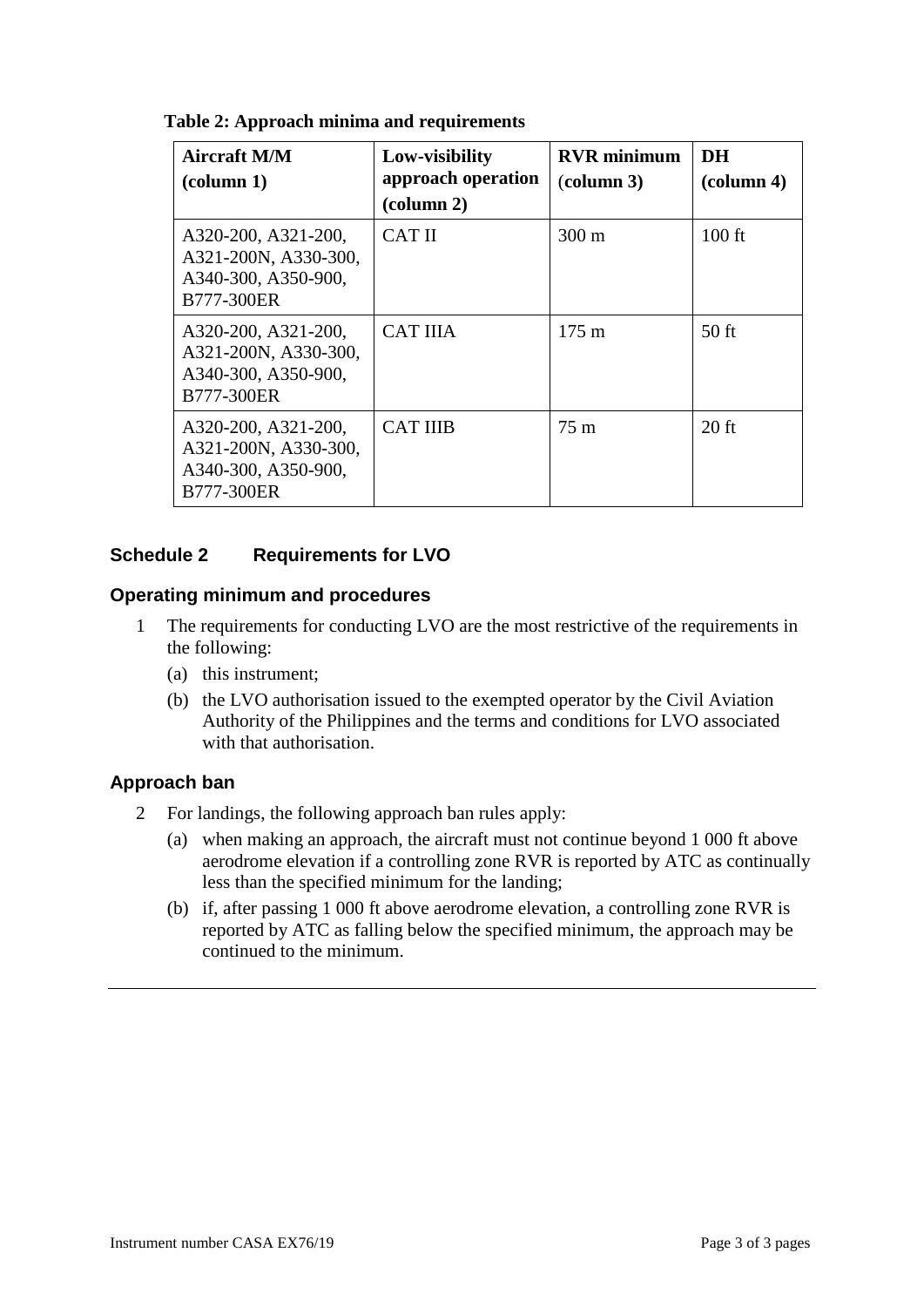**Table 2: Approach minima and requirements**

| Aircraft M/M (column 1) | Low-visibility approach operation (column 2) | RVR minimum (column 3) | DH (column 4) |
|---|---|---|---|
| A320-200, A321-200, A321-200N, A330-300, A340-300, A350-900, B777-300ER | CAT II | 300 m | 100 ft |
| A320-200, A321-200, A321-200N, A330-300, A340-300, A350-900, B777-300ER | CAT IIIA | 175 m | 50 ft |
| A320-200, A321-200, A321-200N, A330-300, A340-300, A350-900, B777-300ER | CAT IIIB | 75 m | 20 ft |

## Schedule 2 Requirements for LVO

### Operating minimum and procedures

1 The requirements for conducting LVO are the most restrictive of the requirements in the following:

(a) this instrument;

(b) the LVO authorisation issued to the exempted operator by the Civil Aviation Authority of the Philippines and the terms and conditions for LVO associated with that authorisation.

### Approach ban

2 For landings, the following approach ban rules apply:

(a) when making an approach, the aircraft must not continue beyond 1 000 ft above aerodrome elevation if a controlling zone RVR is reported by ATC as continually less than the specified minimum for the landing;

(b) if, after passing 1 000 ft above aerodrome elevation, a controlling zone RVR is reported by ATC as falling below the specified minimum, the approach may be continued to the minimum.